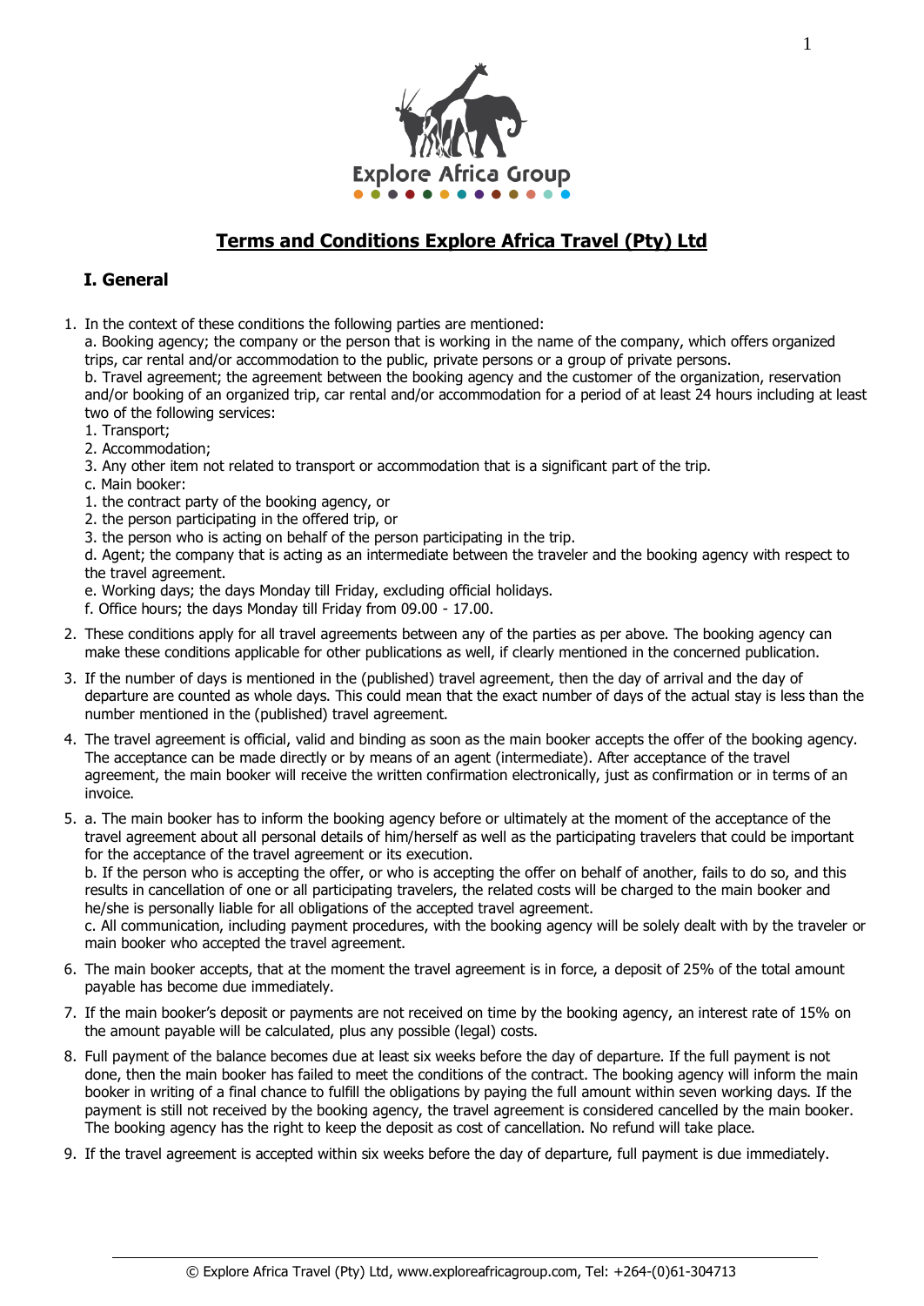# Terms and Conditions Explore Africa Travel (Pty) Ltd

## I. General

1. In the context of these conditions the following parties are mentioned:
   a. Booking agency; the company or the person that is working in the name of the company, which offers organized trips, car rental and/or accommodation to the public, private persons or a group of private persons.
   b. Travel agreement; the agreement between the booking agency and the customer of the organization, reservation and/or booking of an organized trip, car rental and/or accommodation for a period of at least 24 hours including at least two of the following services:
   1. Transport;
   2. Accommodation;
   3. Any other item not related to transport or accommodation that is a significant part of the trip.

   c. Main booker:
   1. the contract party of the booking agency, or
   2. the person participating in the offered trip, or
   3. the person who is acting on behalf of the person participating in the trip.

   d. Agent; the company that is acting as an intermediate between the traveler and the booking agency with respect to the travel agreement.
   e. Working days; the days Monday till Friday, excluding official holidays.
   f. Office hours; the days Monday till Friday from 09.00 - 17.00.
2. These conditions apply for all travel agreements between any of the parties as per above. The booking agency can make these conditions applicable for other publications as well, if clearly mentioned in the concerned publication.
3. If the number of days is mentioned in the (published) travel agreement, then the day of arrival and the day of departure are counted as whole days. This could mean that the exact number of days of the actual stay is less than the number mentioned in the (published) travel agreement.
4. The travel agreement is official, valid and binding as soon as the main booker accepts the offer of the booking agency. The acceptance can be made directly or by means of an agent (intermediate). After acceptance of the travel agreement, the main booker will receive the written confirmation electronically, just as confirmation or in terms of an invoice.
5. a. The main booker has to inform the booking agency before or ultimately at the moment of the acceptance of the travel agreement about all personal details of him/herself as well as the participating travelers that could be important for the acceptance of the travel agreement or its execution.
   b. If the person who is accepting the offer, or who is accepting the offer on behalf of another, fails to do so, and this results in cancellation of one or all participating travelers, the related costs will be charged to the main booker and he/she is personally liable for all obligations of the accepted travel agreement.
   c. All communication, including payment procedures, with the booking agency will be solely dealt with by the traveler or main booker who accepted the travel agreement.
6. The main booker accepts, that at the moment the travel agreement is in force, a deposit of 25% of the total amount payable has become due immediately.
7. If the main booker's deposit or payments are not received on time by the booking agency, an interest rate of 15% on the amount payable will be calculated, plus any possible (legal) costs.
8. Full payment of the balance becomes due at least six weeks before the day of departure. If the full payment is not done, then the main booker has failed to meet the conditions of the contract. The booking agency will inform the main booker in writing of a final chance to fulfill the obligations by paying the full amount within seven working days. If the payment is still not received by the booking agency, the travel agreement is considered cancelled by the main booker. The booking agency has the right to keep the deposit as cost of cancellation. No refund will take place.
9. If the travel agreement is accepted within six weeks before the day of departure, full payment is due immediately.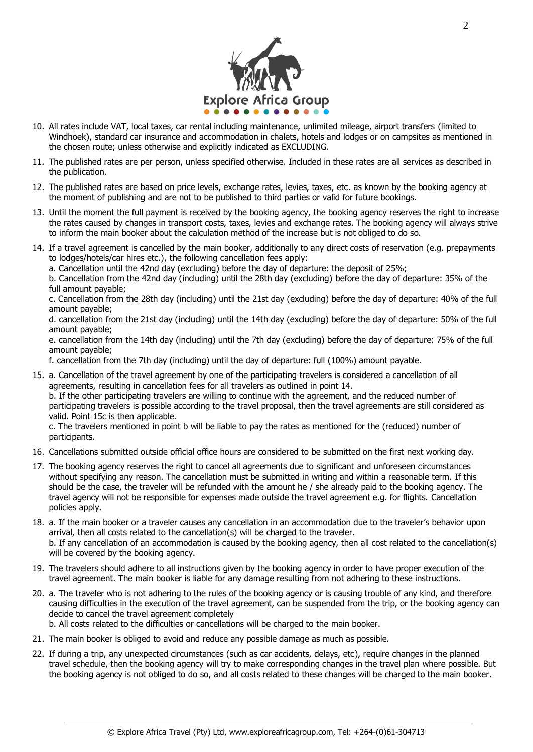10. All rates include VAT, local taxes, car rental including maintenance, unlimited mileage, airport transfers (limited to Windhoek), standard car insurance and accommodation in chalets, hotels and lodges or on campsites as mentioned in the chosen route; unless otherwise and explicitly indicated as EXCLUDING.

11. The published rates are per person, unless specified otherwise. Included in these rates are all services as described in the publication.

12. The published rates are based on price levels, exchange rates, levies, taxes, etc. as known by the booking agency at the moment of publishing and are not to be published to third parties or valid for future bookings.

13. Until the moment the full payment is received by the booking agency, the booking agency reserves the right to increase the rates caused by changes in transport costs, taxes, levies and exchange rates. The booking agency will always strive to inform the main booker about the calculation method of the increase but is not obliged to do so.

14. If a travel agreement is cancelled by the main booker, additionally to any direct costs of reservation (e.g. prepayments to lodges/hotels/car hires etc.), the following cancellation fees apply:
    a. Cancellation until the 42nd day (excluding) before the day of departure: the deposit of 25%;
    b. Cancellation from the 42nd day (including) until the 28th day (excluding) before the day of departure: 35% of the full amount payable;
    c. Cancellation from the 28th day (including) until the 21st day (excluding) before the day of departure: 40% of the full amount payable;
    d. cancellation from the 21st day (including) until the 14th day (excluding) before the day of departure: 50% of the full amount payable;
    e. cancellation from the 14th day (including) until the 7th day (excluding) before the day of departure: 75% of the full amount payable;
    f. cancellation from the 7th day (including) until the day of departure: full (100%) amount payable.

15. a. Cancellation of the travel agreement by one of the participating travelers is considered a cancellation of all agreements, resulting in cancellation fees for all travelers as outlined in point 14.
    b. If the other participating travelers are willing to continue with the agreement, and the reduced number of participating travelers is possible according to the travel proposal, then the travel agreements are still considered as valid. Point 15c is then applicable.
    c. The travelers mentioned in point b will be liable to pay the rates as mentioned for the (reduced) number of participants.

16. Cancellations submitted outside official office hours are considered to be submitted on the first next working day.

17. The booking agency reserves the right to cancel all agreements due to significant and unforeseen circumstances without specifying any reason. The cancellation must be submitted in writing and within a reasonable term. If this should be the case, the traveler will be refunded with the amount he / she already paid to the booking agency. The travel agency will not be responsible for expenses made outside the travel agreement e.g. for flights. Cancellation policies apply.

18. a. If the main booker or a traveler causes any cancellation in an accommodation due to the traveler's behavior upon arrival, then all costs related to the cancellation(s) will be charged to the traveler.
    b. If any cancellation of an accommodation is caused by the booking agency, then all cost related to the cancellation(s) will be covered by the booking agency.

19. The travelers should adhere to all instructions given by the booking agency in order to have proper execution of the travel agreement. The main booker is liable for any damage resulting from not adhering to these instructions.

20. a. The traveler who is not adhering to the rules of the booking agency or is causing trouble of any kind, and therefore causing difficulties in the execution of the travel agreement, can be suspended from the trip, or the booking agency can decide to cancel the travel agreement completely
    b. All costs related to the difficulties or cancellations will be charged to the main booker.

21. The main booker is obliged to avoid and reduce any possible damage as much as possible.

22. If during a trip, any unexpected circumstances (such as car accidents, delays, etc), require changes in the planned travel schedule, then the booking agency will try to make corresponding changes in the travel plan where possible. But the booking agency is not obliged to do so, and all costs related to these changes will be charged to the main booker.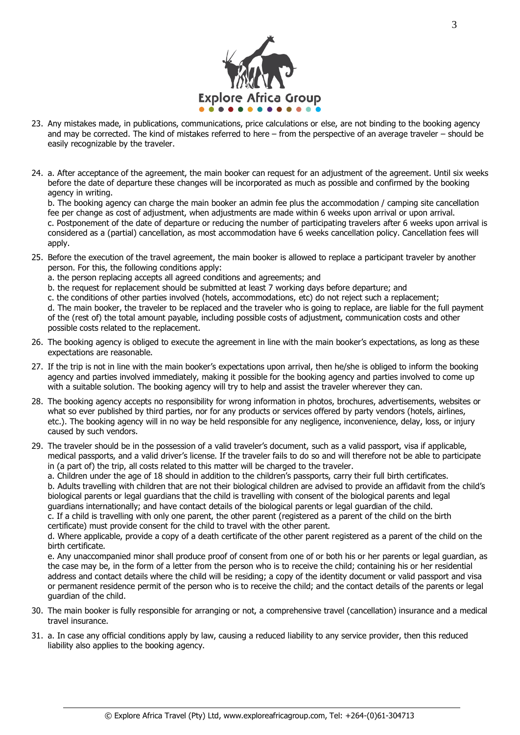23. Any mistakes made, in publications, communications, price calculations or else, are not binding to the booking agency and may be corrected. The kind of mistakes referred to here – from the perspective of an average traveler – should be easily recognizable by the traveler.

24. a. After acceptance of the agreement, the main booker can request for an adjustment of the agreement. Until six weeks before the date of departure these changes will be incorporated as much as possible and confirmed by the booking agency in writing.
    b. The booking agency can charge the main booker an admin fee plus the accommodation / camping site cancellation fee per change as cost of adjustment, when adjustments are made within 6 weeks upon arrival or upon arrival.
    c. Postponement of the date of departure or reducing the number of participating travelers after 6 weeks upon arrival is considered as a (partial) cancellation, as most accommodation have 6 weeks cancellation policy. Cancellation fees will apply.

25. Before the execution of the travel agreement, the main booker is allowed to replace a participant traveler by another person. For this, the following conditions apply:
    a. the person replacing accepts all agreed conditions and agreements; and
    b. the request for replacement should be submitted at least 7 working days before departure; and
    c. the conditions of other parties involved (hotels, accommodations, etc) do not reject such a replacement;
    d. The main booker, the traveler to be replaced and the traveler who is going to replace, are liable for the full payment of the (rest of) the total amount payable, including possible costs of adjustment, communication costs and other possible costs related to the replacement.

26. The booking agency is obliged to execute the agreement in line with the main booker's expectations, as long as these expectations are reasonable.

27. If the trip is not in line with the main booker's expectations upon arrival, then he/she is obliged to inform the booking agency and parties involved immediately, making it possible for the booking agency and parties involved to come up with a suitable solution. The booking agency will try to help and assist the traveler wherever they can.

28. The booking agency accepts no responsibility for wrong information in photos, brochures, advertisements, websites or what so ever published by third parties, nor for any products or services offered by party vendors (hotels, airlines, etc.). The booking agency will in no way be held responsible for any negligence, inconvenience, delay, loss, or injury caused by such vendors.

29. The traveler should be in the possession of a valid traveler's document, such as a valid passport, visa if applicable, medical passports, and a valid driver's license. If the traveler fails to do so and will therefore not be able to participate in (a part of) the trip, all costs related to this matter will be charged to the traveler.
    a. Children under the age of 18 should in addition to the children's passports, carry their full birth certificates.
    b. Adults travelling with children that are not their biological children are advised to provide an affidavit from the child's biological parents or legal guardians that the child is travelling with consent of the biological parents and legal guardians internationally; and have contact details of the biological parents or legal guardian of the child.
    c. If a child is travelling with only one parent, the other parent (registered as a parent of the child on the birth certificate) must provide consent for the child to travel with the other parent.
    d. Where applicable, provide a copy of a death certificate of the other parent registered as a parent of the child on the birth certificate.
    e. Any unaccompanied minor shall produce proof of consent from one of or both his or her parents or legal guardian, as the case may be, in the form of a letter from the person who is to receive the child; containing his or her residential address and contact details where the child will be residing; a copy of the identity document or valid passport and visa or permanent residence permit of the person who is to receive the child; and the contact details of the parents or legal guardian of the child.

30. The main booker is fully responsible for arranging or not, a comprehensive travel (cancellation) insurance and a medical travel insurance.

31. a. In case any official conditions apply by law, causing a reduced liability to any service provider, then this reduced liability also applies to the booking agency.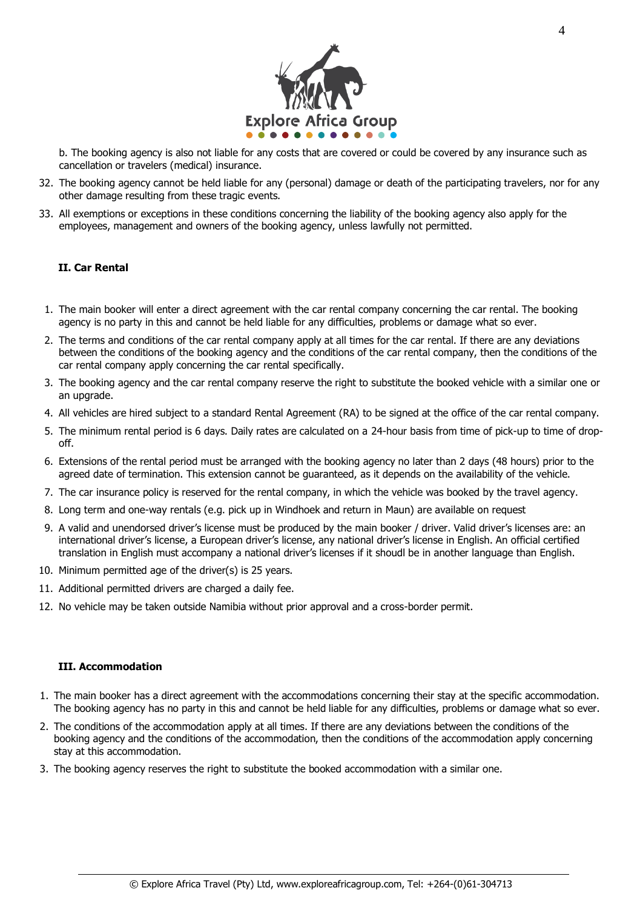b. The booking agency is also not liable for any costs that are covered or could be covered by any insurance such as cancellation or travelers (medical) insurance.

32. The booking agency cannot be held liable for any (personal) damage or death of the participating travelers, nor for any other damage resulting from these tragic events.
33. All exemptions or exceptions in these conditions concerning the liability of the booking agency also apply for the employees, management and owners of the booking agency, unless lawfully not permitted.

**II. Car Rental**

1. The main booker will enter a direct agreement with the car rental company concerning the car rental. The booking agency is no party in this and cannot be held liable for any difficulties, problems or damage what so ever.
2. The terms and conditions of the car rental company apply at all times for the car rental. If there are any deviations between the conditions of the booking agency and the conditions of the car rental company, then the conditions of the car rental company apply concerning the car rental specifically.
3. The booking agency and the car rental company reserve the right to substitute the booked vehicle with a similar one or an upgrade.
4. All vehicles are hired subject to a standard Rental Agreement (RA) to be signed at the office of the car rental company.
5. The minimum rental period is 6 days. Daily rates are calculated on a 24-hour basis from time of pick-up to time of drop-off.
6. Extensions of the rental period must be arranged with the booking agency no later than 2 days (48 hours) prior to the agreed date of termination. This extension cannot be guaranteed, as it depends on the availability of the vehicle.
7. The car insurance policy is reserved for the rental company, in which the vehicle was booked by the travel agency.
8. Long term and one-way rentals (e.g. pick up in Windhoek and return in Maun) are available on request
9. A valid and unendorsed driver's license must be produced by the main booker / driver. Valid driver's licenses are: an international driver's license, a European driver's license, any national driver's license in English. An official certified translation in English must accompany a national driver's licenses if it shoudl be in another language than English.
10. Minimum permitted age of the driver(s) is 25 years.
11. Additional permitted drivers are charged a daily fee.
12. No vehicle may be taken outside Namibia without prior approval and a cross-border permit.

**III. Accommodation**

1. The main booker has a direct agreement with the accommodations concerning their stay at the specific accommodation. The booking agency has no party in this and cannot be held liable for any difficulties, problems or damage what so ever.
2. The conditions of the accommodation apply at all times. If there are any deviations between the conditions of the booking agency and the conditions of the accommodation, then the conditions of the accommodation apply concerning stay at this accommodation.
3. The booking agency reserves the right to substitute the booked accommodation with a similar one.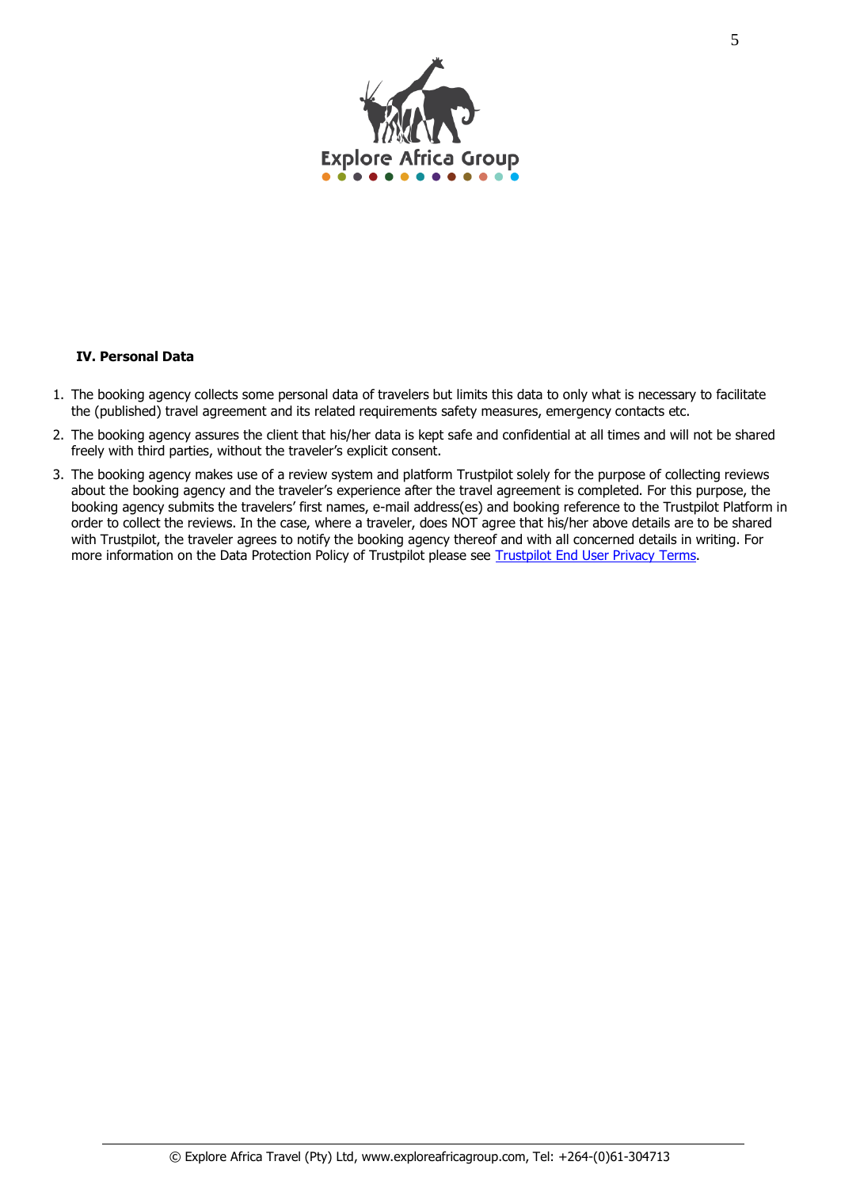**IV. Personal Data**

1. The booking agency collects some personal data of travelers but limits this data to only what is necessary to facilitate the (published) travel agreement and its related requirements safety measures, emergency contacts etc.
2. The booking agency assures the client that his/her data is kept safe and confidential at all times and will not be shared freely with third parties, without the traveler's explicit consent.
3. The booking agency makes use of a review system and platform Trustpilot solely for the purpose of collecting reviews about the booking agency and the traveler's experience after the travel agreement is completed. For this purpose, the booking agency submits the travelers' first names, e-mail address(es) and booking reference to the Trustpilot Platform in order to collect the reviews. In the case, where a traveler, does NOT agree that his/her above details are to be shared with Trustpilot, the traveler agrees to notify the booking agency thereof and with all concerned details in writing. For more information on the Data Protection Policy of Trustpilot please see Trustpilot End User Privacy Terms.